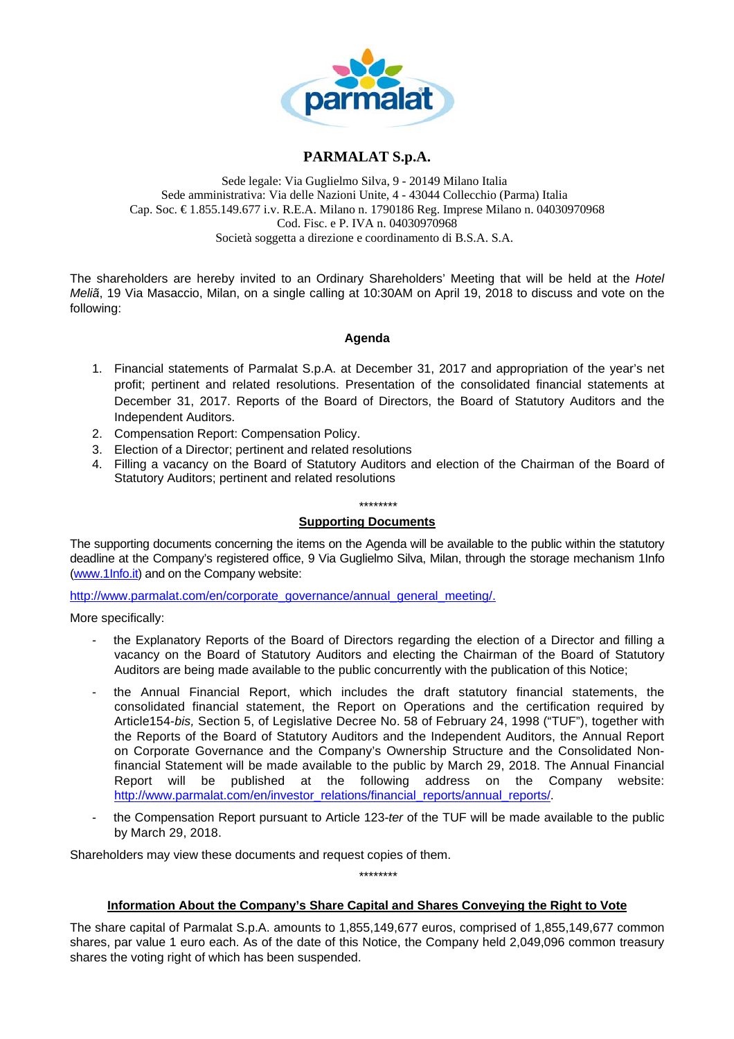# PARMALAT S.p.A.

Sede legale: Via Guglielmo Silva, 9 - 20149 Milano Italia
Sede amministrativa: Via delle Nazioni Unite, 4 - 43044 Collecchio (Parma) Italia
Cap. Soc. € 1.855.149.677 i.v. R.E.A. Milano n. 1790186 Reg. Imprese Milano n. 04030970968
Cod. Fisc. e P. IVA n. 04030970968
Società soggetta a direzione e coordinamento di B.S.A. S.A.

The shareholders are hereby invited to an Ordinary Shareholders' Meeting that will be held at the *Hotel Meliã*, 19 Via Masaccio, Milan, on a single calling at 10:30AM on April 19, 2018 to discuss and vote on the following:

## Agenda

1. Financial statements of Parmalat S.p.A. at December 31, 2017 and appropriation of the year's net profit; pertinent and related resolutions. Presentation of the consolidated financial statements at December 31, 2017. Reports of the Board of Directors, the Board of Statutory Auditors and the Independent Auditors.
2. Compensation Report: Compensation Policy.
3. Election of a Director; pertinent and related resolutions
4. Filling a vacancy on the Board of Statutory Auditors and election of the Chairman of the Board of Statutory Auditors; pertinent and related resolutions

********

## Supporting Documents

The supporting documents concerning the items on the Agenda will be available to the public within the statutory deadline at the Company's registered office, 9 Via Guglielmo Silva, Milan, through the storage mechanism 1Info (www.1Info.it) and on the Company website:

http://www.parmalat.com/en/corporate_governance/annual_general_meeting/.

More specifically:

- the Explanatory Reports of the Board of Directors regarding the election of a Director and filling a vacancy on the Board of Statutory Auditors and electing the Chairman of the Board of Statutory Auditors are being made available to the public concurrently with the publication of this Notice;
- the Annual Financial Report, which includes the draft statutory financial statements, the consolidated financial statement, the Report on Operations and the certification required by Article154-*bis,* Section 5, of Legislative Decree No. 58 of February 24, 1998 ("TUF"), together with the Reports of the Board of Statutory Auditors and the Independent Auditors, the Annual Report on Corporate Governance and the Company's Ownership Structure and the Consolidated Non-financial Statement will be made available to the public by March 29, 2018. The Annual Financial Report will be published at the following address on the Company website: http://www.parmalat.com/en/investor_relations/financial_reports/annual_reports/.
- the Compensation Report pursuant to Article 123-*ter* of the TUF will be made available to the public by March 29, 2018.

Shareholders may view these documents and request copies of them.

********

## Information About the Company's Share Capital and Shares Conveying the Right to Vote

The share capital of Parmalat S.p.A. amounts to 1,855,149,677 euros, comprised of 1,855,149,677 common shares, par value 1 euro each. As of the date of this Notice, the Company held 2,049,096 common treasury shares the voting right of which has been suspended.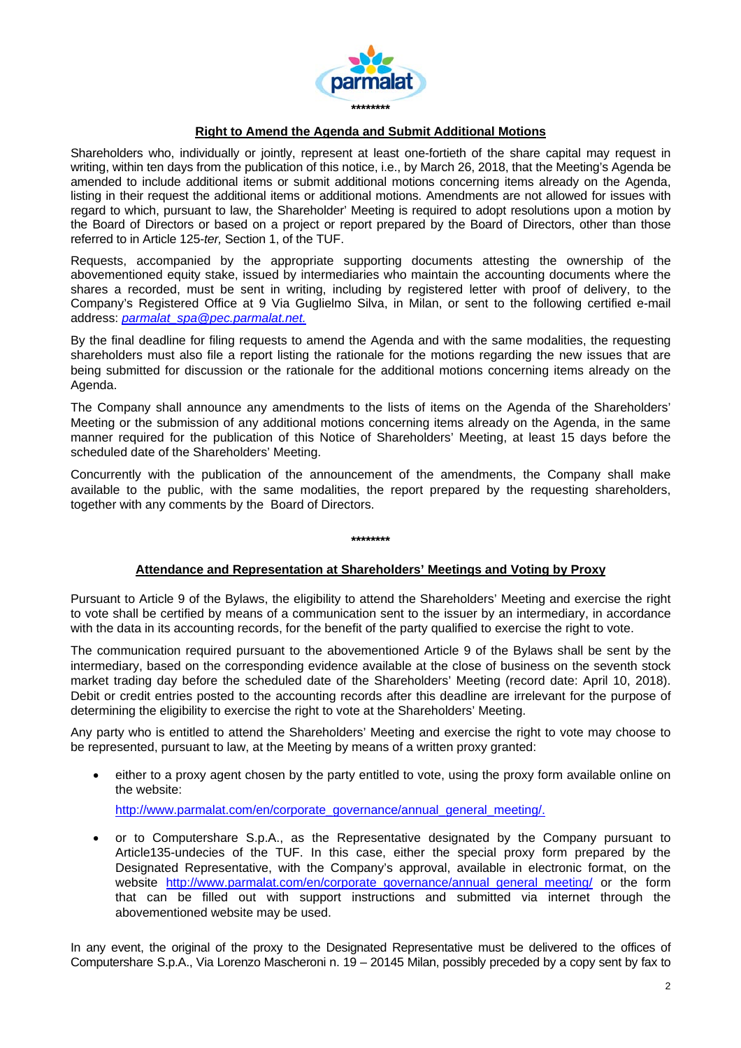********

## Right to Amend the Agenda and Submit Additional Motions

Shareholders who, individually or jointly, represent at least one-fortieth of the share capital may request in writing, within ten days from the publication of this notice, i.e., by March 26, 2018, that the Meeting's Agenda be amended to include additional items or submit additional motions concerning items already on the Agenda, listing in their request the additional items or additional motions. Amendments are not allowed for issues with regard to which, pursuant to law, the Shareholder' Meeting is required to adopt resolutions upon a motion by the Board of Directors or based on a project or report prepared by the Board of Directors, other than those referred to in Article 125-*ter,* Section 1, of the TUF.

Requests, accompanied by the appropriate supporting documents attesting the ownership of the abovementioned equity stake, issued by intermediaries who maintain the accounting documents where the shares a recorded, must be sent in writing, including by registered letter with proof of delivery, to the Company's Registered Office at 9 Via Guglielmo Silva, in Milan, or sent to the following certified e-mail address: *parmalat_spa@pec.parmalat.net.*

By the final deadline for filing requests to amend the Agenda and with the same modalities, the requesting shareholders must also file a report listing the rationale for the motions regarding the new issues that are being submitted for discussion or the rationale for the additional motions concerning items already on the Agenda.

The Company shall announce any amendments to the lists of items on the Agenda of the Shareholders' Meeting or the submission of any additional motions concerning items already on the Agenda, in the same manner required for the publication of this Notice of Shareholders' Meeting, at least 15 days before the scheduled date of the Shareholders' Meeting.

Concurrently with the publication of the announcement of the amendments, the Company shall make available to the public, with the same modalities, the report prepared by the requesting shareholders, together with any comments by the Board of Directors.

********

## Attendance and Representation at Shareholders' Meetings and Voting by Proxy

Pursuant to Article 9 of the Bylaws, the eligibility to attend the Shareholders' Meeting and exercise the right to vote shall be certified by means of a communication sent to the issuer by an intermediary, in accordance with the data in its accounting records, for the benefit of the party qualified to exercise the right to vote.

The communication required pursuant to the abovementioned Article 9 of the Bylaws shall be sent by the intermediary, based on the corresponding evidence available at the close of business on the seventh stock market trading day before the scheduled date of the Shareholders' Meeting (record date: April 10, 2018). Debit or credit entries posted to the accounting records after this deadline are irrelevant for the purpose of determining the eligibility to exercise the right to vote at the Shareholders' Meeting.

Any party who is entitled to attend the Shareholders' Meeting and exercise the right to vote may choose to be represented, pursuant to law, at the Meeting by means of a written proxy granted:

- either to a proxy agent chosen by the party entitled to vote, using the proxy form available online on the website:

  http://www.parmalat.com/en/corporate_governance/annual_general_meeting/.

- or to Computershare S.p.A., as the Representative designated by the Company pursuant to Article135-undecies of the TUF. In this case, either the special proxy form prepared by the Designated Representative, with the Company's approval, available in electronic format, on the website http://www.parmalat.com/en/corporate_governance/annual_general_meeting/ or the form that can be filled out with support instructions and submitted via internet through the abovementioned website may be used.

In any event, the original of the proxy to the Designated Representative must be delivered to the offices of Computershare S.p.A., Via Lorenzo Mascheroni n. 19 – 20145 Milan, possibly preceded by a copy sent by fax to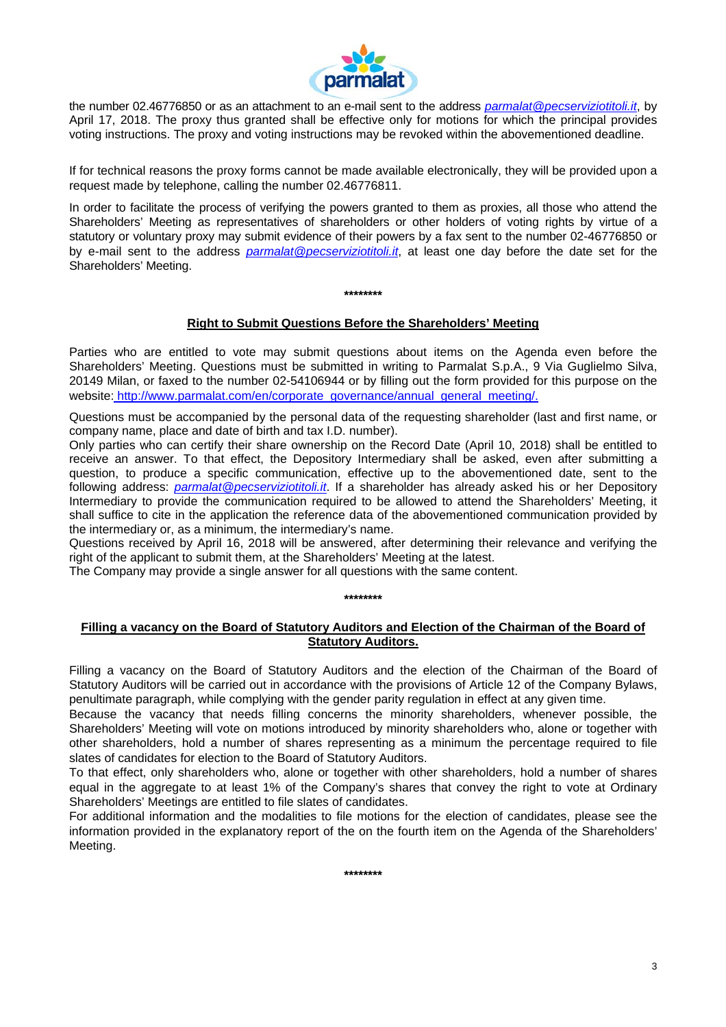the number 02.46776850 or as an attachment to an e-mail sent to the address *parmalat@pecserviziotitoli.it*, by April 17, 2018. The proxy thus granted shall be effective only for motions for which the principal provides voting instructions. The proxy and voting instructions may be revoked within the abovementioned deadline.

If for technical reasons the proxy forms cannot be made available electronically, they will be provided upon a request made by telephone, calling the number 02.46776811.

In order to facilitate the process of verifying the powers granted to them as proxies, all those who attend the Shareholders' Meeting as representatives of shareholders or other holders of voting rights by virtue of a statutory or voluntary proxy may submit evidence of their powers by a fax sent to the number 02-46776850 or by e-mail sent to the address *parmalat@pecserviziotitoli.it*, at least one day before the date set for the Shareholders' Meeting.

********

## Right to Submit Questions Before the Shareholders' Meeting

Parties who are entitled to vote may submit questions about items on the Agenda even before the Shareholders' Meeting. Questions must be submitted in writing to Parmalat S.p.A., 9 Via Guglielmo Silva, 20149 Milan, or faxed to the number 02-54106944 or by filling out the form provided for this purpose on the website: http://www.parmalat.com/en/corporate_governance/annual_general_meeting/.

Questions must be accompanied by the personal data of the requesting shareholder (last and first name, or company name, place and date of birth and tax I.D. number).

Only parties who can certify their share ownership on the Record Date (April 10, 2018) shall be entitled to receive an answer. To that effect, the Depository Intermediary shall be asked, even after submitting a question, to produce a specific communication, effective up to the abovementioned date, sent to the following address: *parmalat@pecserviziotitoli.it*. If a shareholder has already asked his or her Depository Intermediary to provide the communication required to be allowed to attend the Shareholders' Meeting, it shall suffice to cite in the application the reference data of the abovementioned communication provided by the intermediary or, as a minimum, the intermediary's name.

Questions received by April 16, 2018 will be answered, after determining their relevance and verifying the right of the applicant to submit them, at the Shareholders' Meeting at the latest.

The Company may provide a single answer for all questions with the same content.

********

## Filling a vacancy on the Board of Statutory Auditors and Election of the Chairman of the Board of Statutory Auditors.

Filling a vacancy on the Board of Statutory Auditors and the election of the Chairman of the Board of Statutory Auditors will be carried out in accordance with the provisions of Article 12 of the Company Bylaws, penultimate paragraph, while complying with the gender parity regulation in effect at any given time.

Because the vacancy that needs filling concerns the minority shareholders, whenever possible, the Shareholders' Meeting will vote on motions introduced by minority shareholders who, alone or together with other shareholders, hold a number of shares representing as a minimum the percentage required to file slates of candidates for election to the Board of Statutory Auditors.

To that effect, only shareholders who, alone or together with other shareholders, hold a number of shares equal in the aggregate to at least 1% of the Company's shares that convey the right to vote at Ordinary Shareholders' Meetings are entitled to file slates of candidates.

For additional information and the modalities to file motions for the election of candidates, please see the information provided in the explanatory report of the on the fourth item on the Agenda of the Shareholders' Meeting.

********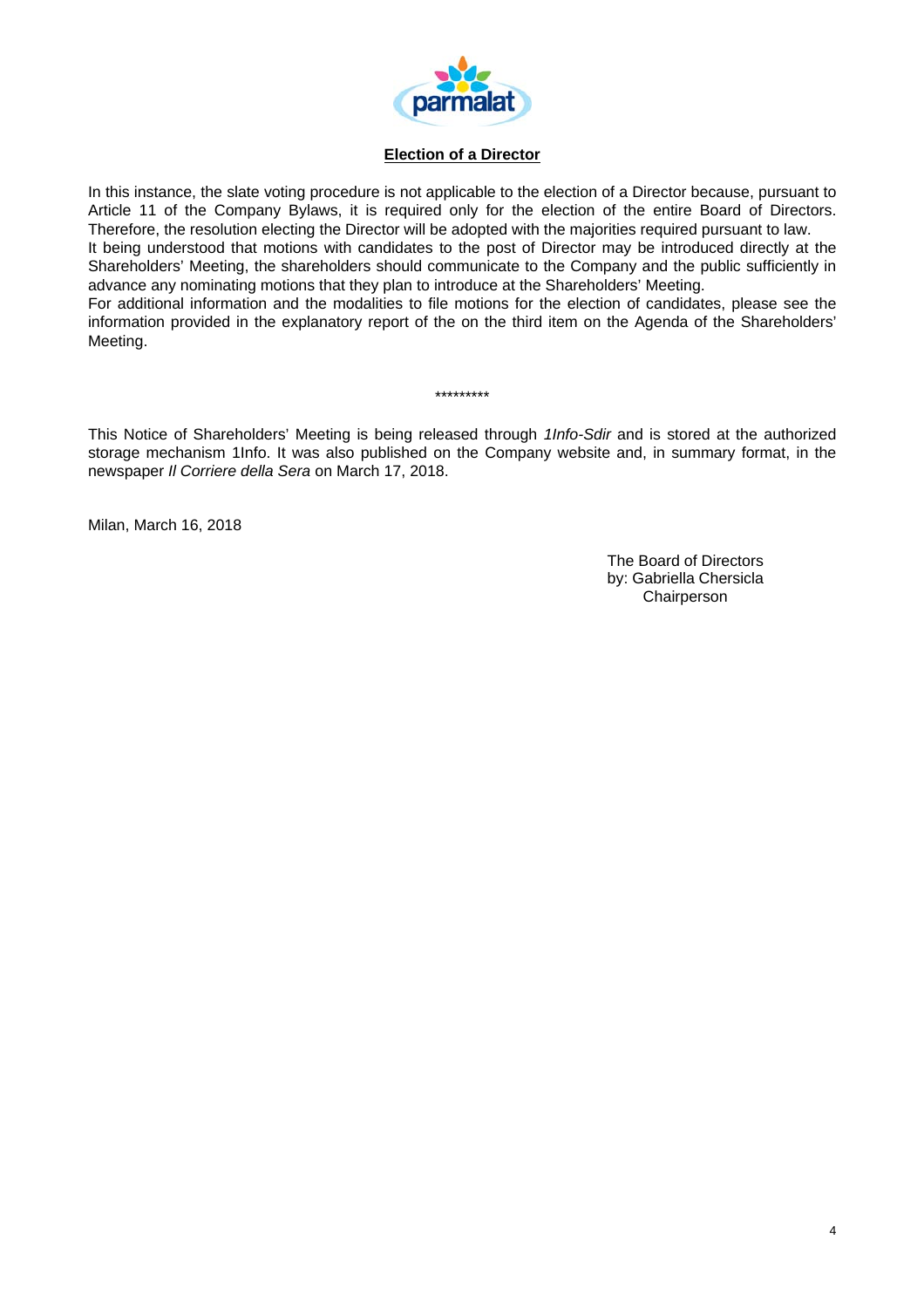**Election of a Director**

In this instance, the slate voting procedure is not applicable to the election of a Director because, pursuant to Article 11 of the Company Bylaws, it is required only for the election of the entire Board of Directors. Therefore, the resolution electing the Director will be adopted with the majorities required pursuant to law.
It being understood that motions with candidates to the post of Director may be introduced directly at the Shareholders' Meeting, the shareholders should communicate to the Company and the public sufficiently in advance any nominating motions that they plan to introduce at the Shareholders' Meeting.
For additional information and the modalities to file motions for the election of candidates, please see the information provided in the explanatory report of the on the third item on the Agenda of the Shareholders' Meeting.

*********

This Notice of Shareholders' Meeting is being released through *1Info-Sdir* and is stored at the authorized storage mechanism 1Info. It was also published on the Company website and, in summary format, in the newspaper *Il Corriere della Sera* on March 17, 2018.

Milan, March 16, 2018

The Board of Directors
by: Gabriella Chersicla
Chairperson